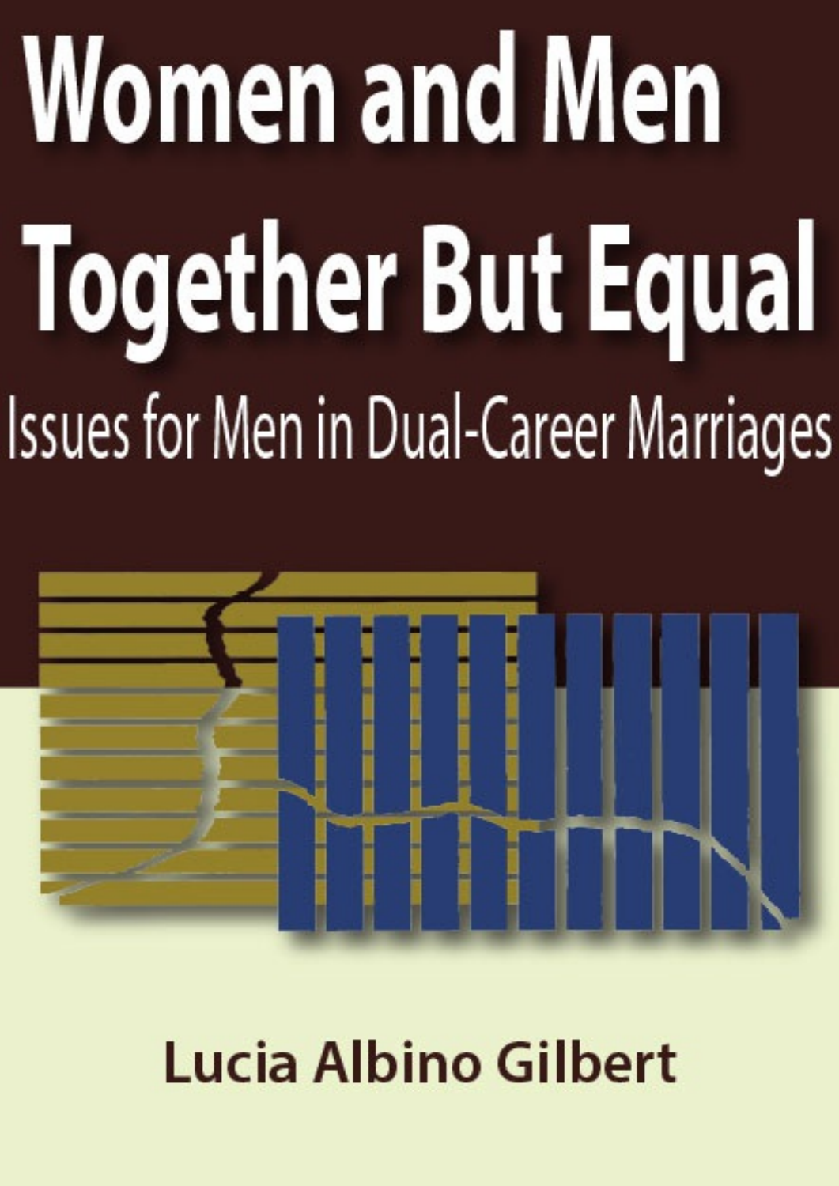# Women and Men Together But Equal

## Issues for Men in Dual-Career Marriages

**Lucia Albino Gilbert**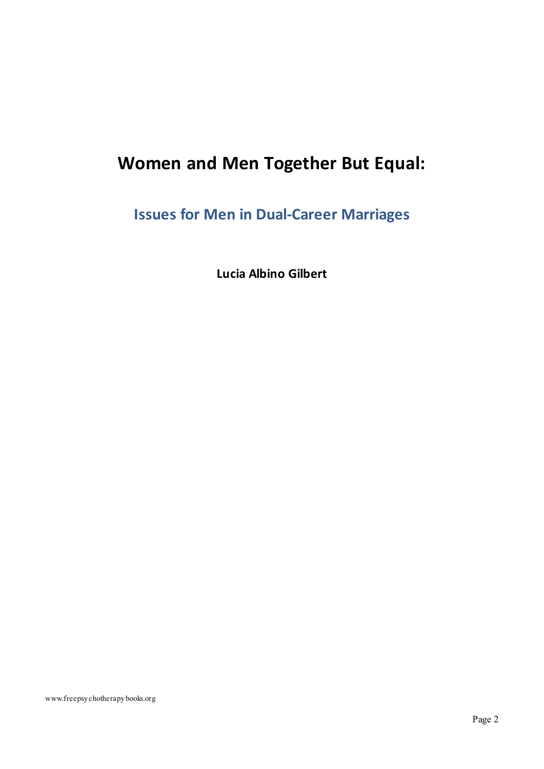# Women and Men Together But Equal:

## Issues for Men in Dual-Career Marriages

**Lucia Albino Gilbert**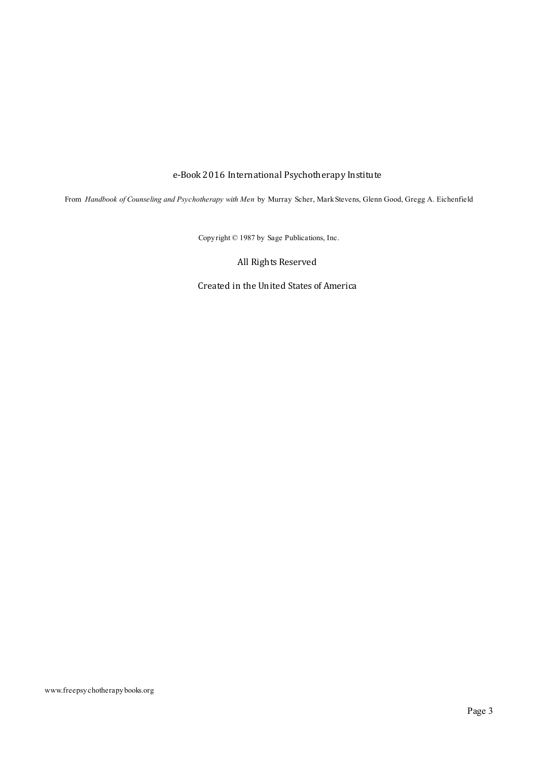e-Book 2016 International Psychotherapy Institute

From *Handbook of Counseling and Psychotherapy with Men* by Murray Scher, Mark Stevens, Glenn Good, Gregg A. Eichenfield

Copyright © 1987 by Sage Publications, Inc.

All Rights Reserved

Created in the United States of America

www.freepsychotherapybooks.org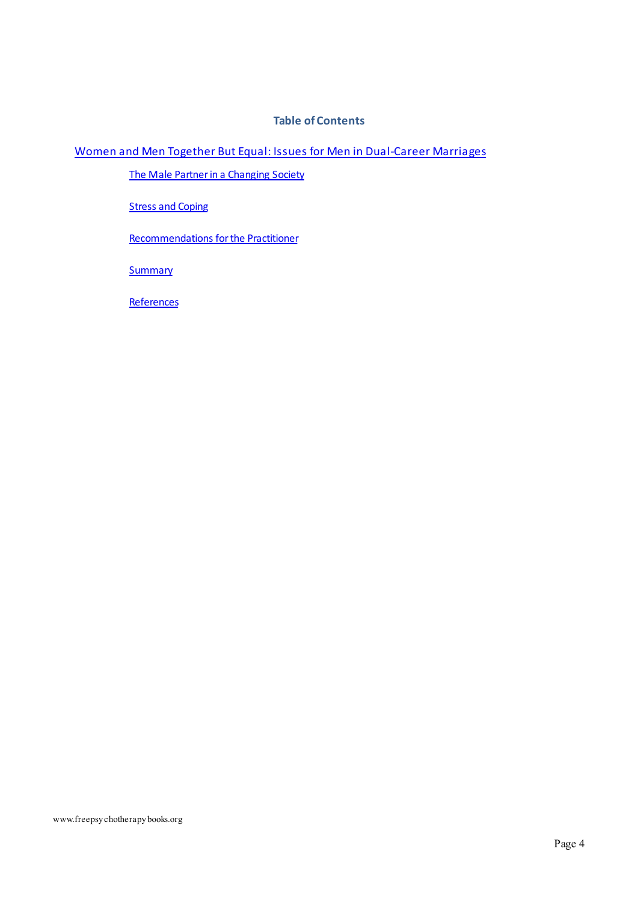## Table of Contents

[Women and Men Together But Equal: Issues for Men in Dual-Career Marriages]

- [The Male Partner in a Changing Society]
- [Stress and Coping]
- [Recommendations for the Practitioner]
- [Summary]
- [References]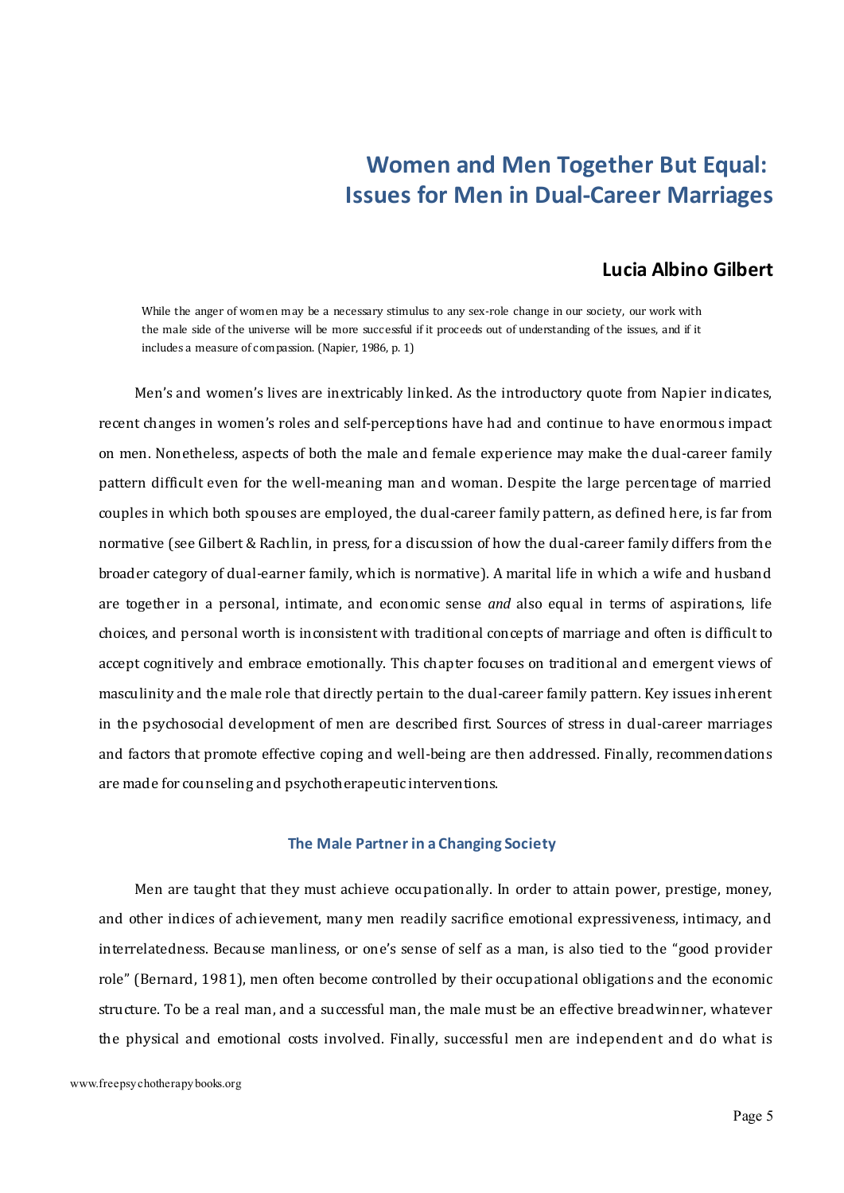# Women and Men Together But Equal: Issues for Men in Dual-Career Marriages

## Lucia Albino Gilbert

> While the anger of women may be a necessary stimulus to any sex-role change in our society, our work with the male side of the universe will be more successful if it proceeds out of understanding of the issues, and if it includes a measure of compassion. (Napier, 1986, p. 1)

Men's and women's lives are inextricably linked. As the introductory quote from Napier indicates, recent changes in women's roles and self-perceptions have had and continue to have enormous impact on men. Nonetheless, aspects of both the male and female experience may make the dual-career family pattern difficult even for the well-meaning man and woman. Despite the large percentage of married couples in which both spouses are employed, the dual-career family pattern, as defined here, is far from normative (see Gilbert & Rachlin, in press, for a discussion of how the dual-career family differs from the broader category of dual-earner family, which is normative). A marital life in which a wife and husband are together in a personal, intimate, and economic sense *and* also equal in terms of aspirations, life choices, and personal worth is inconsistent with traditional concepts of marriage and often is difficult to accept cognitively and embrace emotionally. This chapter focuses on traditional and emergent views of masculinity and the male role that directly pertain to the dual-career family pattern. Key issues inherent in the psychosocial development of men are described first. Sources of stress in dual-career marriages and factors that promote effective coping and well-being are then addressed. Finally, recommendations are made for counseling and psychotherapeutic interventions.

### The Male Partner in a Changing Society

Men are taught that they must achieve occupationally. In order to attain power, prestige, money, and other indices of achievement, many men readily sacrifice emotional expressiveness, intimacy, and interrelatedness. Because manliness, or one's sense of self as a man, is also tied to the "good provider role" (Bernard, 1981), men often become controlled by their occupational obligations and the economic structure. To be a real man, and a successful man, the male must be an effective breadwinner, whatever the physical and emotional costs involved. Finally, successful men are independent and do what is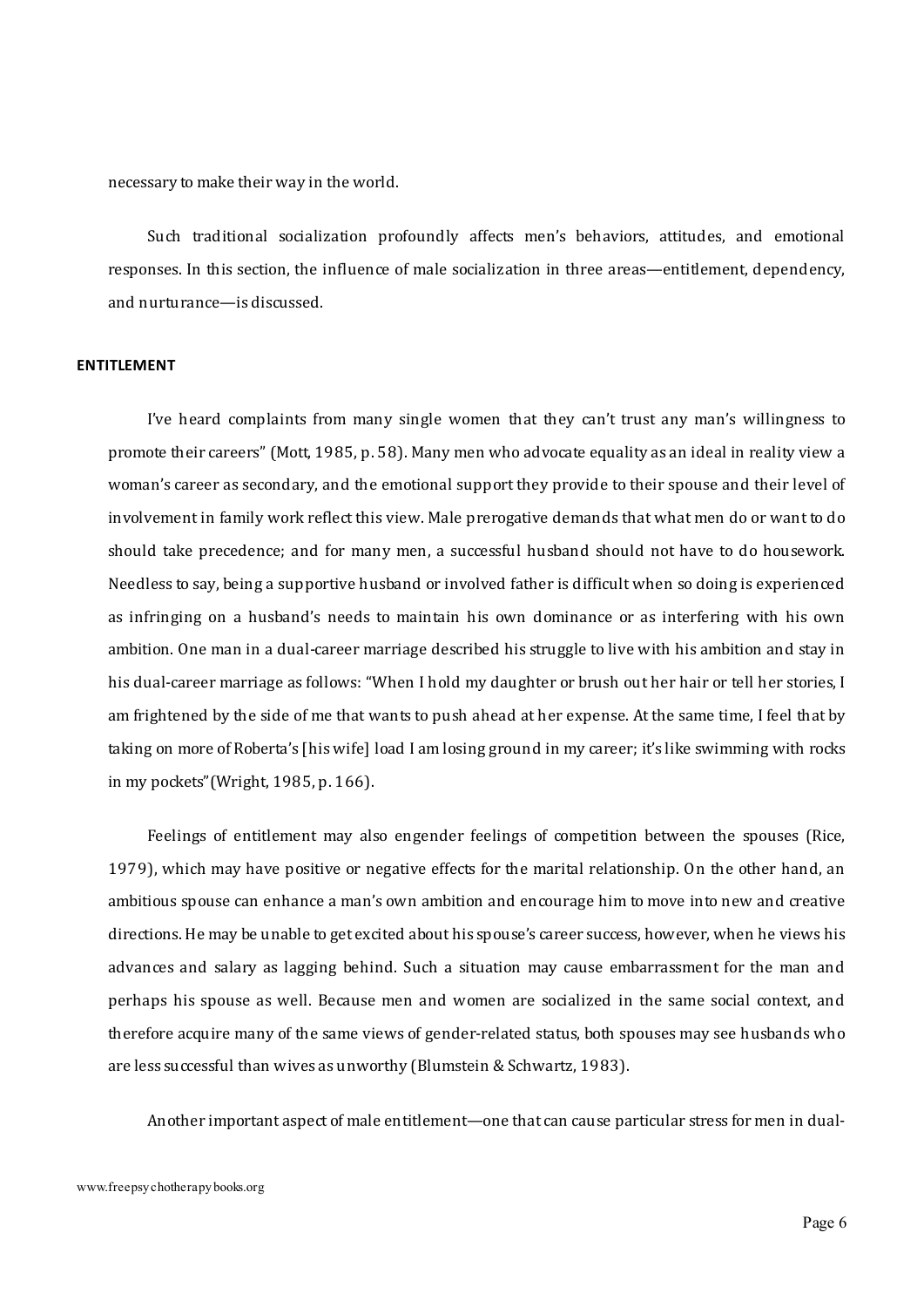necessary to make their way in the world.

Such traditional socialization profoundly affects men's behaviors, attitudes, and emotional responses. In this section, the influence of male socialization in three areas—entitlement, dependency, and nurturance—is discussed.

### ENTITLEMENT

I've heard complaints from many single women that they can't trust any man's willingness to promote their careers" (Mott, 1985, p. 58). Many men who advocate equality as an ideal in reality view a woman's career as secondary, and the emotional support they provide to their spouse and their level of involvement in family work reflect this view. Male prerogative demands that what men do or want to do should take precedence; and for many men, a successful husband should not have to do housework. Needless to say, being a supportive husband or involved father is difficult when so doing is experienced as infringing on a husband's needs to maintain his own dominance or as interfering with his own ambition. One man in a dual-career marriage described his struggle to live with his ambition and stay in his dual-career marriage as follows: "When I hold my daughter or brush out her hair or tell her stories, I am frightened by the side of me that wants to push ahead at her expense. At the same time, I feel that by taking on more of Roberta's [his wife] load I am losing ground in my career; it's like swimming with rocks in my pockets"(Wright, 1985, p. 166).

Feelings of entitlement may also engender feelings of competition between the spouses (Rice, 1979), which may have positive or negative effects for the marital relationship. On the other hand, an ambitious spouse can enhance a man's own ambition and encourage him to move into new and creative directions. He may be unable to get excited about his spouse's career success, however, when he views his advances and salary as lagging behind. Such a situation may cause embarrassment for the man and perhaps his spouse as well. Because men and women are socialized in the same social context, and therefore acquire many of the same views of gender-related status, both spouses may see husbands who are less successful than wives as unworthy (Blumstein & Schwartz, 1983).

Another important aspect of male entitlement—one that can cause particular stress for men in dual-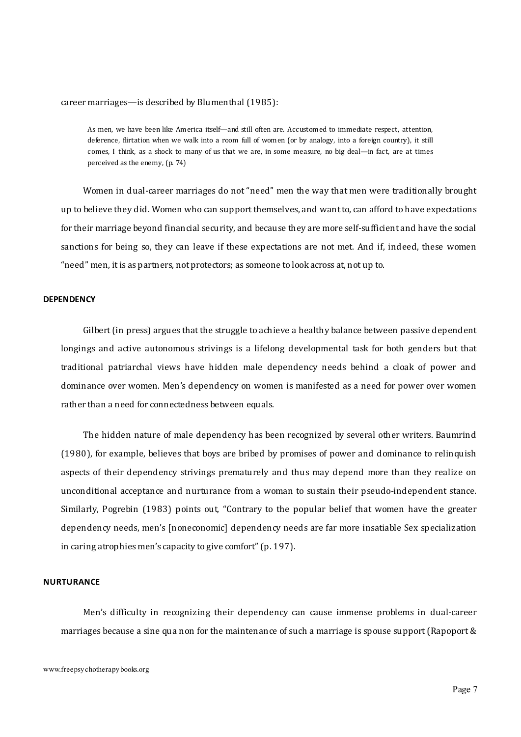career marriages—is described by Blumenthal (1985):

> As men, we have been like America itself—and still often are. Accustomed to immediate respect, attention, deference, flirtation when we walk into a room full of women (or by analogy, into a foreign country), it still comes, I think, as a shock to many of us that we are, in some measure, no big deal—in fact, are at times perceived as the enemy, (p. 74)

Women in dual-career marriages do not "need" men the way that men were traditionally brought up to believe they did. Women who can support themselves, and want to, can afford to have expectations for their marriage beyond financial security, and because they are more self-sufficient and have the social sanctions for being so, they can leave if these expectations are not met. And if, indeed, these women "need" men, it is as partners, not protectors; as someone to look across at, not up to.

#### DEPENDENCY

Gilbert (in press) argues that the struggle to achieve a healthy balance between passive dependent longings and active autonomous strivings is a lifelong developmental task for both genders but that traditional patriarchal views have hidden male dependency needs behind a cloak of power and dominance over women. Men's dependency on women is manifested as a need for power over women rather than a need for connectedness between equals.

The hidden nature of male dependency has been recognized by several other writers. Baumrind (1980), for example, believes that boys are bribed by promises of power and dominance to relinquish aspects of their dependency strivings prematurely and thus may depend more than they realize on unconditional acceptance and nurturance from a woman to sustain their pseudo-independent stance. Similarly, Pogrebin (1983) points out, "Contrary to the popular belief that women have the greater dependency needs, men's [noneconomic] dependency needs are far more insatiable Sex specialization in caring atrophies men's capacity to give comfort" (p. 197).

#### NURTURANCE

Men's difficulty in recognizing their dependency can cause immense problems in dual-career marriages because a sine qua non for the maintenance of such a marriage is spouse support (Rapoport &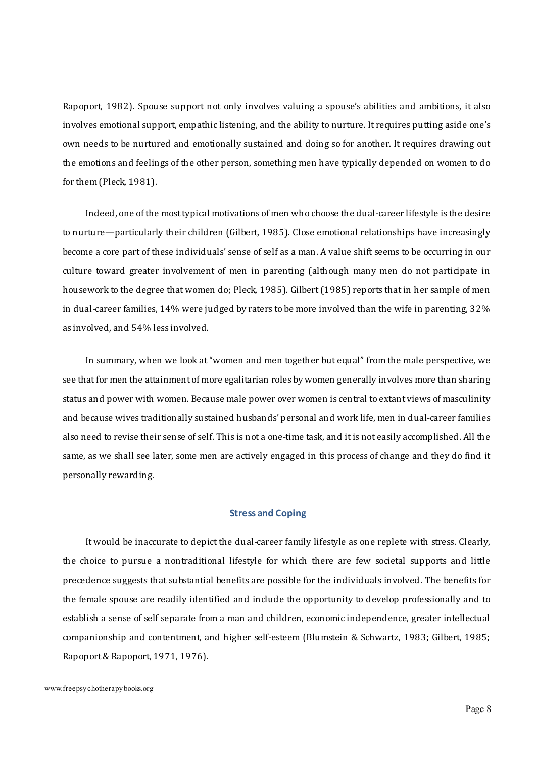Rapoport, 1982). Spouse support not only involves valuing a spouse's abilities and ambitions, it also involves emotional support, empathic listening, and the ability to nurture. It requires putting aside one's own needs to be nurtured and emotionally sustained and doing so for another. It requires drawing out the emotions and feelings of the other person, something men have typically depended on women to do for them (Pleck, 1981).

Indeed, one of the most typical motivations of men who choose the dual-career lifestyle is the desire to nurture—particularly their children (Gilbert, 1985). Close emotional relationships have increasingly become a core part of these individuals' sense of self as a man. A value shift seems to be occurring in our culture toward greater involvement of men in parenting (although many men do not participate in housework to the degree that women do; Pleck, 1985). Gilbert (1985) reports that in her sample of men in dual-career families, 14% were judged by raters to be more involved than the wife in parenting, 32% as involved, and 54% less involved.

In summary, when we look at "women and men together but equal" from the male perspective, we see that for men the attainment of more egalitarian roles by women generally involves more than sharing status and power with women. Because male power over women is central to extant views of masculinity and because wives traditionally sustained husbands' personal and work life, men in dual-career families also need to revise their sense of self. This is not a one-time task, and it is not easily accomplished. All the same, as we shall see later, some men are actively engaged in this process of change and they do find it personally rewarding.

## Stress and Coping

It would be inaccurate to depict the dual-career family lifestyle as one replete with stress. Clearly, the choice to pursue a nontraditional lifestyle for which there are few societal supports and little precedence suggests that substantial benefits are possible for the individuals involved. The benefits for the female spouse are readily identified and include the opportunity to develop professionally and to establish a sense of self separate from a man and children, economic independence, greater intellectual companionship and contentment, and higher self-esteem (Blumstein & Schwartz, 1983; Gilbert, 1985; Rapoport & Rapoport, 1971, 1976).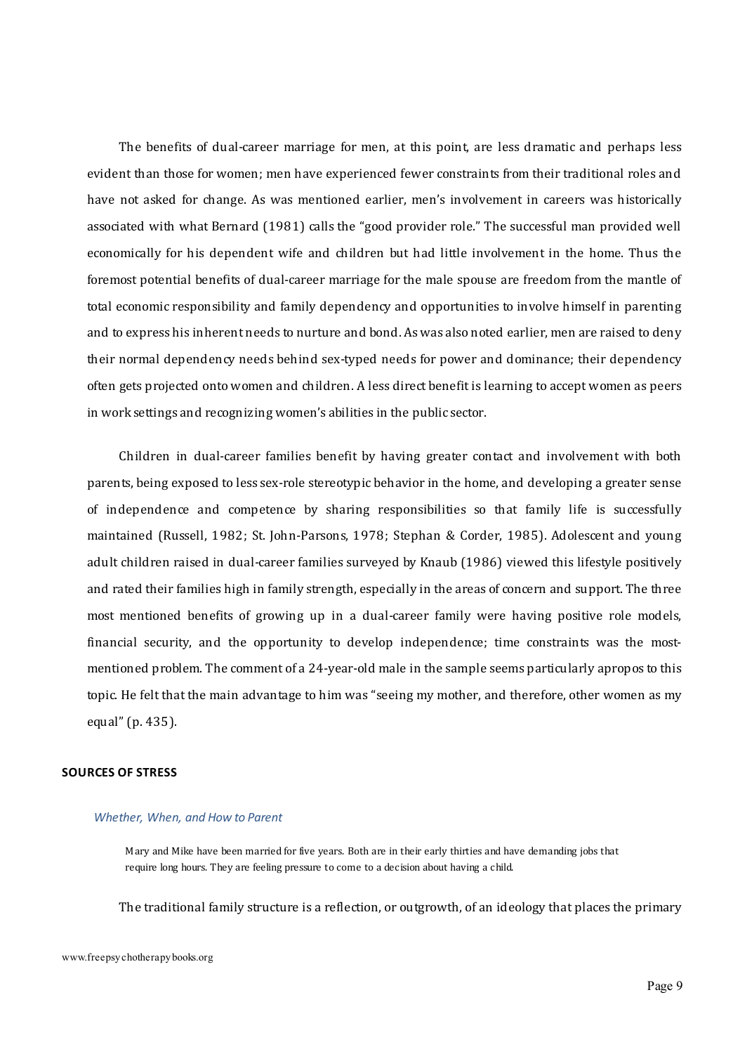The benefits of dual-career marriage for men, at this point, are less dramatic and perhaps less evident than those for women; men have experienced fewer constraints from their traditional roles and have not asked for change. As was mentioned earlier, men's involvement in careers was historically associated with what Bernard (1981) calls the "good provider role." The successful man provided well economically for his dependent wife and children but had little involvement in the home. Thus the foremost potential benefits of dual-career marriage for the male spouse are freedom from the mantle of total economic responsibility and family dependency and opportunities to involve himself in parenting and to express his inherent needs to nurture and bond. As was also noted earlier, men are raised to deny their normal dependency needs behind sex-typed needs for power and dominance; their dependency often gets projected onto women and children. A less direct benefit is learning to accept women as peers in work settings and recognizing women's abilities in the public sector.

Children in dual-career families benefit by having greater contact and involvement with both parents, being exposed to less sex-role stereotypic behavior in the home, and developing a greater sense of independence and competence by sharing responsibilities so that family life is successfully maintained (Russell, 1982; St. John-Parsons, 1978; Stephan & Corder, 1985). Adolescent and young adult children raised in dual-career families surveyed by Knaub (1986) viewed this lifestyle positively and rated their families high in family strength, especially in the areas of concern and support. The three most mentioned benefits of growing up in a dual-career family were having positive role models, financial security, and the opportunity to develop independence; time constraints was the most-mentioned problem. The comment of a 24-year-old male in the sample seems particularly apropos to this topic. He felt that the main advantage to him was "seeing my mother, and therefore, other women as my equal" (p. 435).

## SOURCES OF STRESS

### *Whether, When, and How to Parent*

> Mary and Mike have been married for five years. Both are in their early thirties and have demanding jobs that require long hours. They are feeling pressure to come to a decision about having a child.

The traditional family structure is a reflection, or outgrowth, of an ideology that places the primary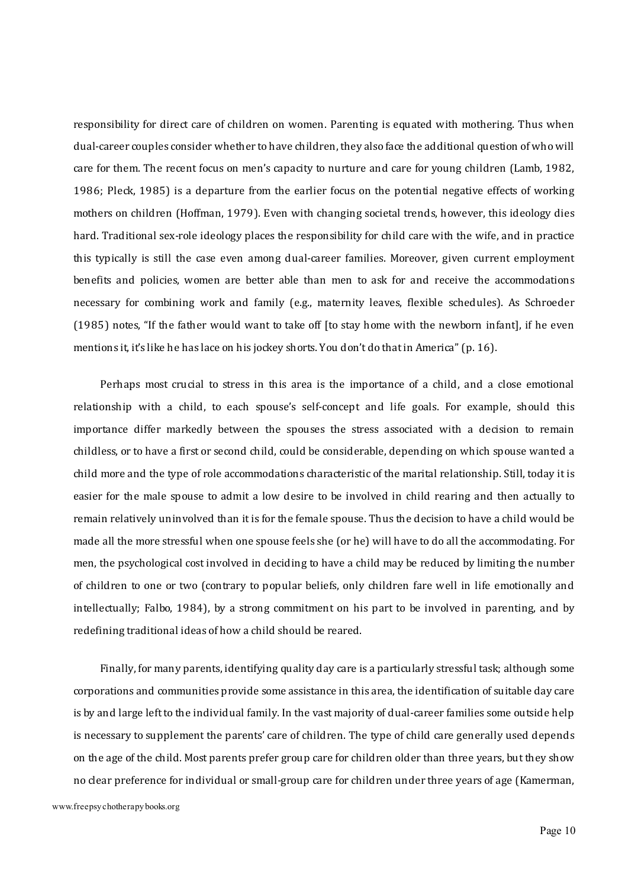responsibility for direct care of children on women. Parenting is equated with mothering. Thus when dual-career couples consider whether to have children, they also face the additional question of who will care for them. The recent focus on men's capacity to nurture and care for young children (Lamb, 1982, 1986; Pleck, 1985) is a departure from the earlier focus on the potential negative effects of working mothers on children (Hoffman, 1979). Even with changing societal trends, however, this ideology dies hard. Traditional sex-role ideology places the responsibility for child care with the wife, and in practice this typically is still the case even among dual-career families. Moreover, given current employment benefits and policies, women are better able than men to ask for and receive the accommodations necessary for combining work and family (e.g., maternity leaves, flexible schedules). As Schroeder (1985) notes, "If the father would want to take off [to stay home with the newborn infant], if he even mentions it, it's like he has lace on his jockey shorts. You don't do that in America" (p. 16).

Perhaps most crucial to stress in this area is the importance of a child, and a close emotional relationship with a child, to each spouse's self-concept and life goals. For example, should this importance differ markedly between the spouses the stress associated with a decision to remain childless, or to have a first or second child, could be considerable, depending on which spouse wanted a child more and the type of role accommodations characteristic of the marital relationship. Still, today it is easier for the male spouse to admit a low desire to be involved in child rearing and then actually to remain relatively uninvolved than it is for the female spouse. Thus the decision to have a child would be made all the more stressful when one spouse feels she (or he) will have to do all the accommodating. For men, the psychological cost involved in deciding to have a child may be reduced by limiting the number of children to one or two (contrary to popular beliefs, only children fare well in life emotionally and intellectually; Falbo, 1984), by a strong commitment on his part to be involved in parenting, and by redefining traditional ideas of how a child should be reared.

Finally, for many parents, identifying quality day care is a particularly stressful task; although some corporations and communities provide some assistance in this area, the identification of suitable day care is by and large left to the individual family. In the vast majority of dual-career families some outside help is necessary to supplement the parents' care of children. The type of child care generally used depends on the age of the child. Most parents prefer group care for children older than three years, but they show no clear preference for individual or small-group care for children under three years of age (Kamerman,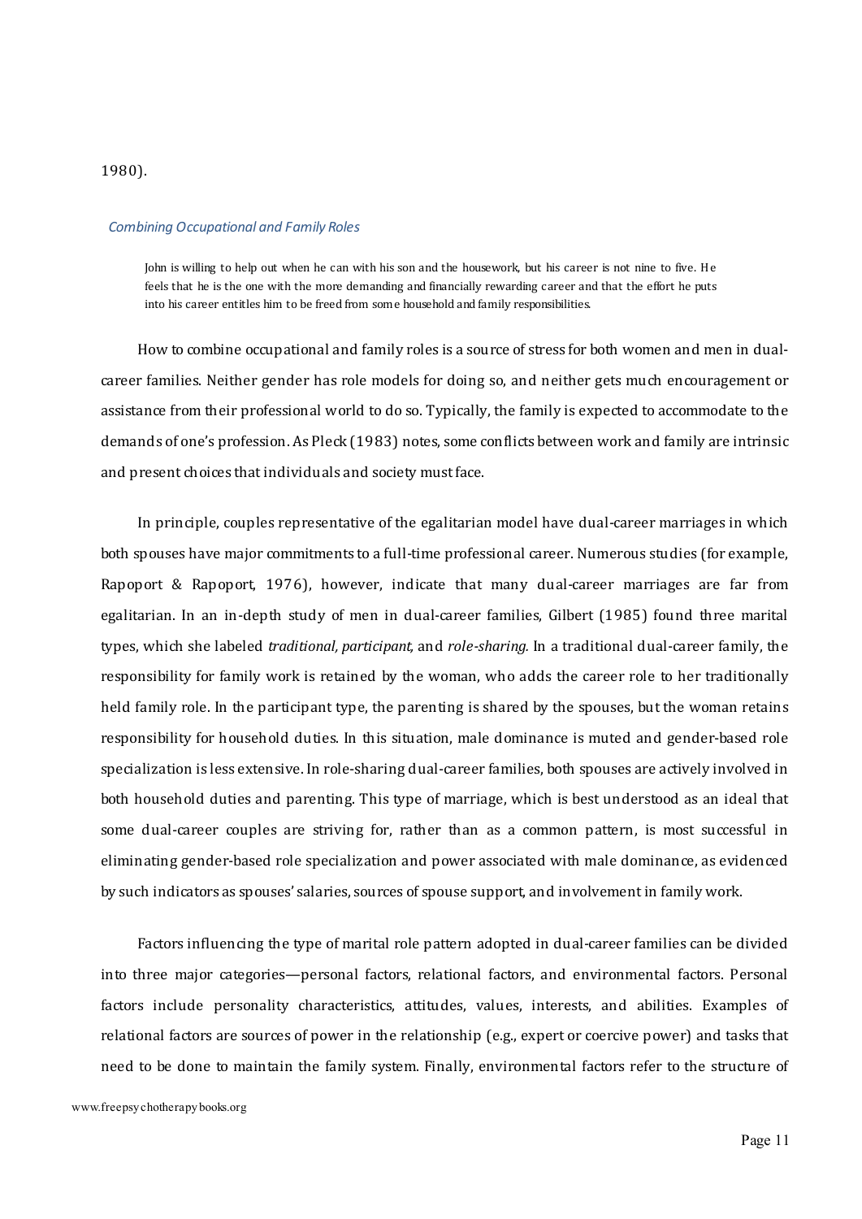1980).

### *Combining Occupational and Family Roles*

> John is willing to help out when he can with his son and the housework, but his career is not nine to five. He feels that he is the one with the more demanding and financially rewarding career and that the effort he puts into his career entitles him to be freed from some household and family responsibilities.

How to combine occupational and family roles is a source of stress for both women and men in dual-career families. Neither gender has role models for doing so, and neither gets much encouragement or assistance from their professional world to do so. Typically, the family is expected to accommodate to the demands of one's profession. As Pleck (1983) notes, some conflicts between work and family are intrinsic and present choices that individuals and society must face.

In principle, couples representative of the egalitarian model have dual-career marriages in which both spouses have major commitments to a full-time professional career. Numerous studies (for example, Rapoport & Rapoport, 1976), however, indicate that many dual-career marriages are far from egalitarian. In an in-depth study of men in dual-career families, Gilbert (1985) found three marital types, which she labeled *traditional, participant,* and *role-sharing.* In a traditional dual-career family, the responsibility for family work is retained by the woman, who adds the career role to her traditionally held family role. In the participant type, the parenting is shared by the spouses, but the woman retains responsibility for household duties. In this situation, male dominance is muted and gender-based role specialization is less extensive. In role-sharing dual-career families, both spouses are actively involved in both household duties and parenting. This type of marriage, which is best understood as an ideal that some dual-career couples are striving for, rather than as a common pattern, is most successful in eliminating gender-based role specialization and power associated with male dominance, as evidenced by such indicators as spouses' salaries, sources of spouse support, and involvement in family work.

Factors influencing the type of marital role pattern adopted in dual-career families can be divided into three major categories—personal factors, relational factors, and environmental factors. Personal factors include personality characteristics, attitudes, values, interests, and abilities. Examples of relational factors are sources of power in the relationship (e.g., expert or coercive power) and tasks that need to be done to maintain the family system. Finally, environmental factors refer to the structure of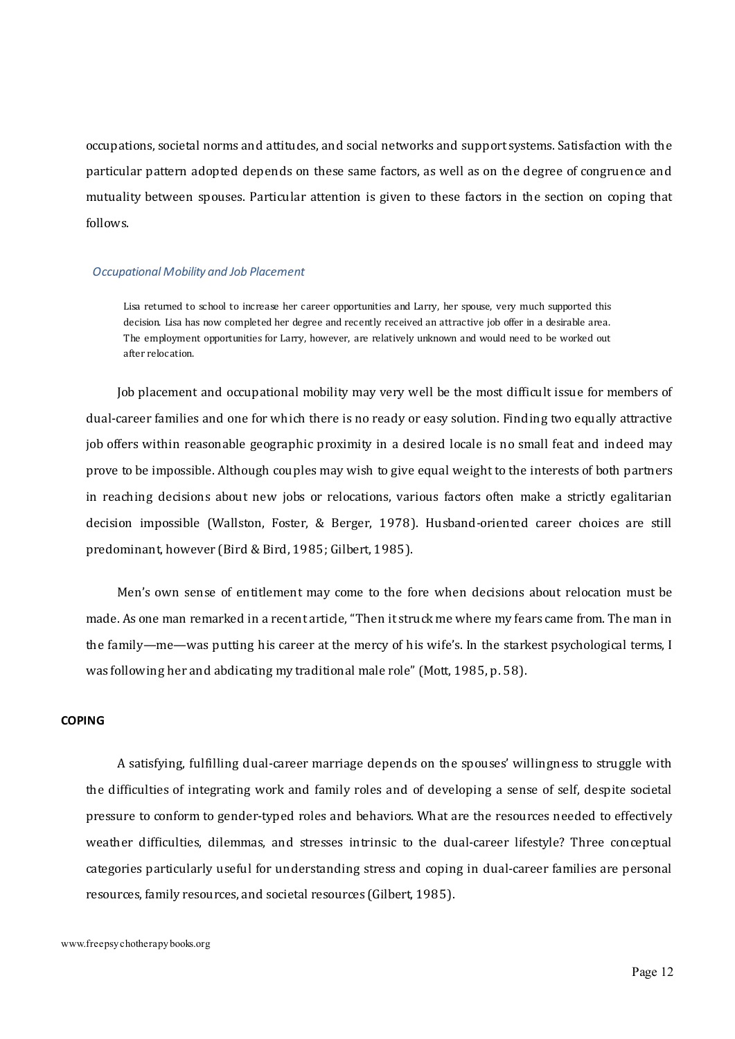occupations, societal norms and attitudes, and social networks and support systems. Satisfaction with the particular pattern adopted depends on these same factors, as well as on the degree of congruence and mutuality between spouses. Particular attention is given to these factors in the section on coping that follows.

### *Occupational Mobility and Job Placement*

> Lisa returned to school to increase her career opportunities and Larry, her spouse, very much supported this decision. Lisa has now completed her degree and recently received an attractive job offer in a desirable area. The employment opportunities for Larry, however, are relatively unknown and would need to be worked out after relocation.

Job placement and occupational mobility may very well be the most difficult issue for members of dual-career families and one for which there is no ready or easy solution. Finding two equally attractive job offers within reasonable geographic proximity in a desired locale is no small feat and indeed may prove to be impossible. Although couples may wish to give equal weight to the interests of both partners in reaching decisions about new jobs or relocations, various factors often make a strictly egalitarian decision impossible (Wallston, Foster, & Berger, 1978). Husband-oriented career choices are still predominant, however (Bird & Bird, 1985; Gilbert, 1985).

Men's own sense of entitlement may come to the fore when decisions about relocation must be made. As one man remarked in a recent article, "Then it struck me where my fears came from. The man in the family—me—was putting his career at the mercy of his wife's. In the starkest psychological terms, I was following her and abdicating my traditional male role" (Mott, 1985, p. 58).

## COPING

A satisfying, fulfilling dual-career marriage depends on the spouses' willingness to struggle with the difficulties of integrating work and family roles and of developing a sense of self, despite societal pressure to conform to gender-typed roles and behaviors. What are the resources needed to effectively weather difficulties, dilemmas, and stresses intrinsic to the dual-career lifestyle? Three conceptual categories particularly useful for understanding stress and coping in dual-career families are personal resources, family resources, and societal resources (Gilbert, 1985).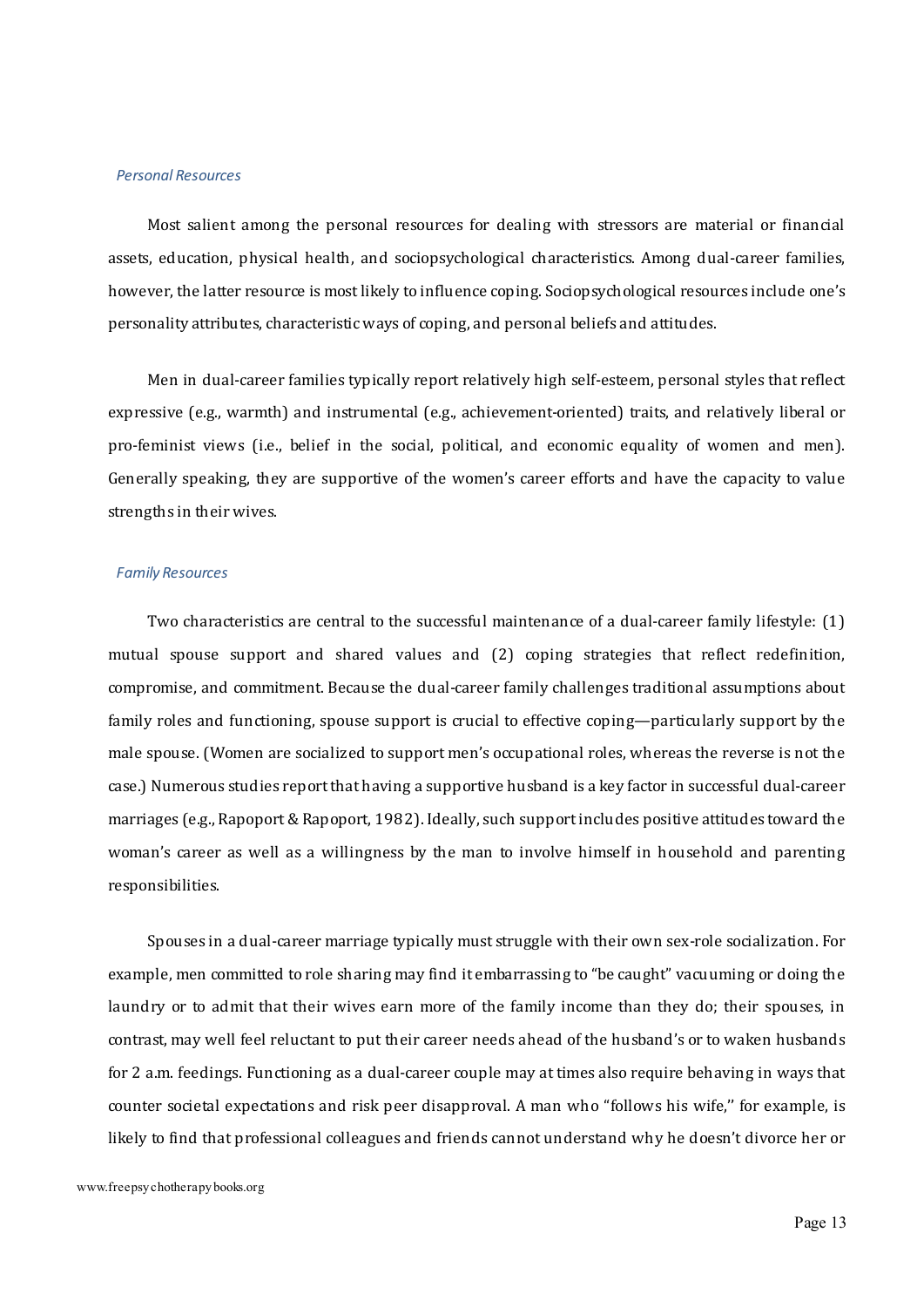### *Personal Resources*

Most salient among the personal resources for dealing with stressors are material or financial assets, education, physical health, and sociopsychological characteristics. Among dual-career families, however, the latter resource is most likely to influence coping. Sociopsychological resources include one's personality attributes, characteristic ways of coping, and personal beliefs and attitudes.

Men in dual-career families typically report relatively high self-esteem, personal styles that reflect expressive (e.g., warmth) and instrumental (e.g., achievement-oriented) traits, and relatively liberal or pro-feminist views (i.e., belief in the social, political, and economic equality of women and men). Generally speaking, they are supportive of the women's career efforts and have the capacity to value strengths in their wives.

### *Family Resources*

Two characteristics are central to the successful maintenance of a dual-career family lifestyle: (1) mutual spouse support and shared values and (2) coping strategies that reflect redefinition, compromise, and commitment. Because the dual-career family challenges traditional assumptions about family roles and functioning, spouse support is crucial to effective coping—particularly support by the male spouse. (Women are socialized to support men's occupational roles, whereas the reverse is not the case.) Numerous studies report that having a supportive husband is a key factor in successful dual-career marriages (e.g., Rapoport & Rapoport, 1982). Ideally, such support includes positive attitudes toward the woman's career as well as a willingness by the man to involve himself in household and parenting responsibilities.

Spouses in a dual-career marriage typically must struggle with their own sex-role socialization. For example, men committed to role sharing may find it embarrassing to "be caught" vacuuming or doing the laundry or to admit that their wives earn more of the family income than they do; their spouses, in contrast, may well feel reluctant to put their career needs ahead of the husband's or to waken husbands for 2 a.m. feedings. Functioning as a dual-career couple may at times also require behaving in ways that counter societal expectations and risk peer disapproval. A man who "follows his wife," for example, is likely to find that professional colleagues and friends cannot understand why he doesn't divorce her or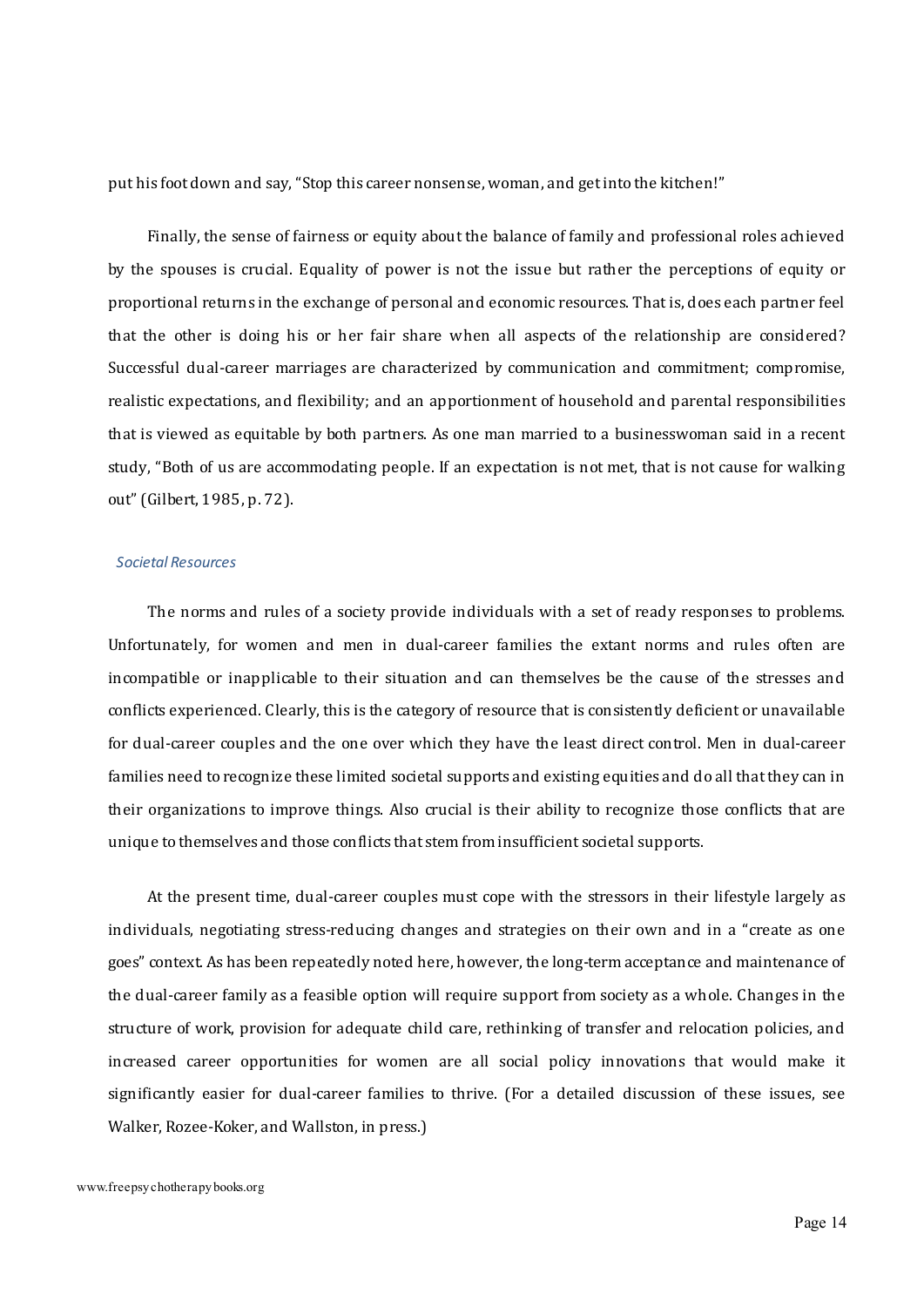put his foot down and say, "Stop this career nonsense, woman, and get into the kitchen!"

Finally, the sense of fairness or equity about the balance of family and professional roles achieved by the spouses is crucial. Equality of power is not the issue but rather the perceptions of equity or proportional returns in the exchange of personal and economic resources. That is, does each partner feel that the other is doing his or her fair share when all aspects of the relationship are considered? Successful dual-career marriages are characterized by communication and commitment; compromise, realistic expectations, and flexibility; and an apportionment of household and parental responsibilities that is viewed as equitable by both partners. As one man married to a businesswoman said in a recent study, "Both of us are accommodating people. If an expectation is not met, that is not cause for walking out" (Gilbert, 1985, p. 72).

### *Societal Resources*

The norms and rules of a society provide individuals with a set of ready responses to problems. Unfortunately, for women and men in dual-career families the extant norms and rules often are incompatible or inapplicable to their situation and can themselves be the cause of the stresses and conflicts experienced. Clearly, this is the category of resource that is consistently deficient or unavailable for dual-career couples and the one over which they have the least direct control. Men in dual-career families need to recognize these limited societal supports and existing equities and do all that they can in their organizations to improve things. Also crucial is their ability to recognize those conflicts that are unique to themselves and those conflicts that stem from insufficient societal supports.

At the present time, dual-career couples must cope with the stressors in their lifestyle largely as individuals, negotiating stress-reducing changes and strategies on their own and in a "create as one goes" context. As has been repeatedly noted here, however, the long-term acceptance and maintenance of the dual-career family as a feasible option will require support from society as a whole. Changes in the structure of work, provision for adequate child care, rethinking of transfer and relocation policies, and increased career opportunities for women are all social policy innovations that would make it significantly easier for dual-career families to thrive. (For a detailed discussion of these issues, see Walker, Rozee-Koker, and Wallston, in press.)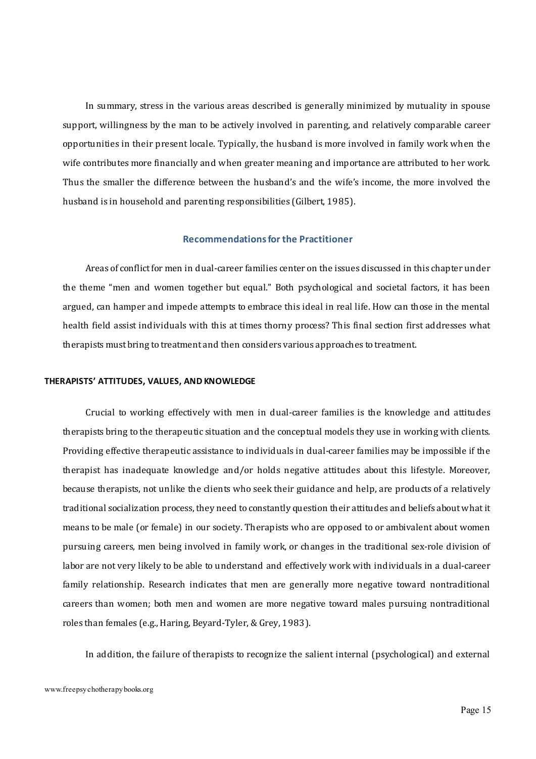In summary, stress in the various areas described is generally minimized by mutuality in spouse support, willingness by the man to be actively involved in parenting, and relatively comparable career opportunities in their present locale. Typically, the husband is more involved in family work when the wife contributes more financially and when greater meaning and importance are attributed to her work. Thus the smaller the difference between the husband's and the wife's income, the more involved the husband is in household and parenting responsibilities (Gilbert, 1985).

## Recommendations for the Practitioner

Areas of conflict for men in dual-career families center on the issues discussed in this chapter under the theme "men and women together but equal." Both psychological and societal factors, it has been argued, can hamper and impede attempts to embrace this ideal in real life. How can those in the mental health field assist individuals with this at times thorny process? This final section first addresses what therapists must bring to treatment and then considers various approaches to treatment.

### THERAPISTS' ATTITUDES, VALUES, AND KNOWLEDGE

Crucial to working effectively with men in dual-career families is the knowledge and attitudes therapists bring to the therapeutic situation and the conceptual models they use in working with clients. Providing effective therapeutic assistance to individuals in dual-career families may be impossible if the therapist has inadequate knowledge and/or holds negative attitudes about this lifestyle. Moreover, because therapists, not unlike the clients who seek their guidance and help, are products of a relatively traditional socialization process, they need to constantly question their attitudes and beliefs about what it means to be male (or female) in our society. Therapists who are opposed to or ambivalent about women pursuing careers, men being involved in family work, or changes in the traditional sex-role division of labor are not very likely to be able to understand and effectively work with individuals in a dual-career family relationship. Research indicates that men are generally more negative toward nontraditional careers than women; both men and women are more negative toward males pursuing nontraditional roles than females (e.g., Haring, Beyard-Tyler, & Grey, 1983).

In addition, the failure of therapists to recognize the salient internal (psychological) and external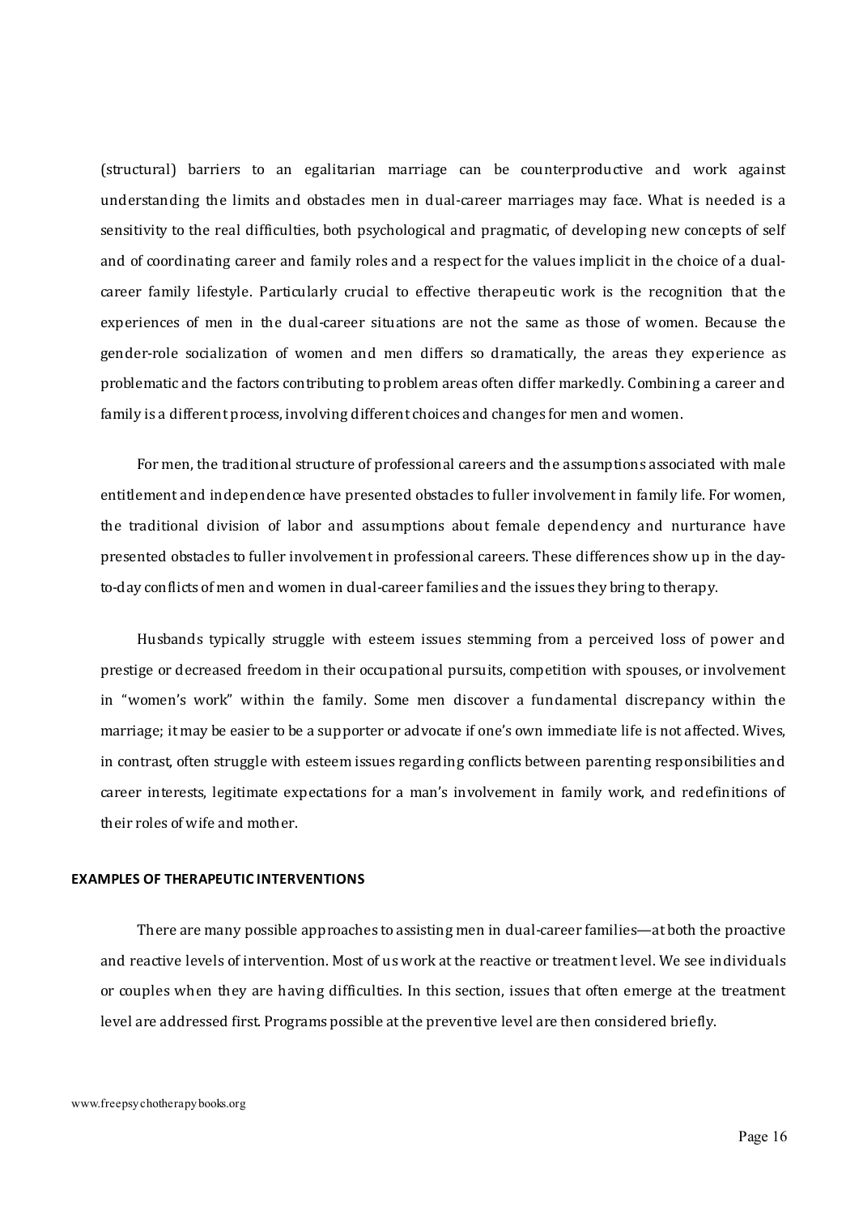(structural) barriers to an egalitarian marriage can be counterproductive and work against understanding the limits and obstacles men in dual-career marriages may face. What is needed is a sensitivity to the real difficulties, both psychological and pragmatic, of developing new concepts of self and of coordinating career and family roles and a respect for the values implicit in the choice of a dual-career family lifestyle. Particularly crucial to effective therapeutic work is the recognition that the experiences of men in the dual-career situations are not the same as those of women. Because the gender-role socialization of women and men differs so dramatically, the areas they experience as problematic and the factors contributing to problem areas often differ markedly. Combining a career and family is a different process, involving different choices and changes for men and women.

For men, the traditional structure of professional careers and the assumptions associated with male entitlement and independence have presented obstacles to fuller involvement in family life. For women, the traditional division of labor and assumptions about female dependency and nurturance have presented obstacles to fuller involvement in professional careers. These differences show up in the day-to-day conflicts of men and women in dual-career families and the issues they bring to therapy.

Husbands typically struggle with esteem issues stemming from a perceived loss of power and prestige or decreased freedom in their occupational pursuits, competition with spouses, or involvement in "women's work" within the family. Some men discover a fundamental discrepancy within the marriage; it may be easier to be a supporter or advocate if one's own immediate life is not affected. Wives, in contrast, often struggle with esteem issues regarding conflicts between parenting responsibilities and career interests, legitimate expectations for a man's involvement in family work, and redefinitions of their roles of wife and mother.

## EXAMPLES OF THERAPEUTIC INTERVENTIONS

There are many possible approaches to assisting men in dual-career families—at both the proactive and reactive levels of intervention. Most of us work at the reactive or treatment level. We see individuals or couples when they are having difficulties. In this section, issues that often emerge at the treatment level are addressed first. Programs possible at the preventive level are then considered briefly.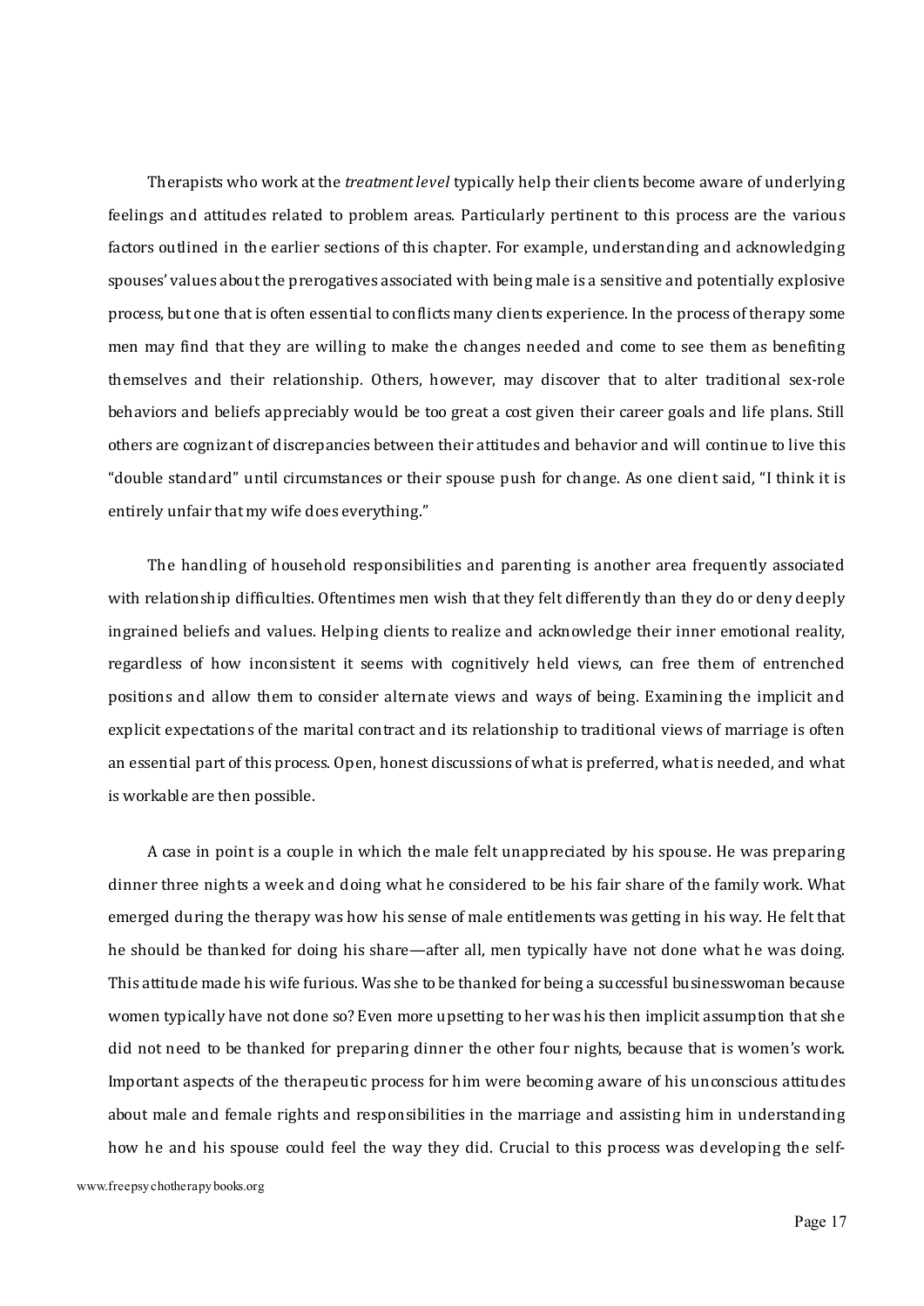Therapists who work at the *treatment level* typically help their clients become aware of underlying feelings and attitudes related to problem areas. Particularly pertinent to this process are the various factors outlined in the earlier sections of this chapter. For example, understanding and acknowledging spouses' values about the prerogatives associated with being male is a sensitive and potentially explosive process, but one that is often essential to conflicts many clients experience. In the process of therapy some men may find that they are willing to make the changes needed and come to see them as benefiting themselves and their relationship. Others, however, may discover that to alter traditional sex-role behaviors and beliefs appreciably would be too great a cost given their career goals and life plans. Still others are cognizant of discrepancies between their attitudes and behavior and will continue to live this "double standard" until circumstances or their spouse push for change. As one client said, "I think it is entirely unfair that my wife does everything."

The handling of household responsibilities and parenting is another area frequently associated with relationship difficulties. Oftentimes men wish that they felt differently than they do or deny deeply ingrained beliefs and values. Helping clients to realize and acknowledge their inner emotional reality, regardless of how inconsistent it seems with cognitively held views, can free them of entrenched positions and allow them to consider alternate views and ways of being. Examining the implicit and explicit expectations of the marital contract and its relationship to traditional views of marriage is often an essential part of this process. Open, honest discussions of what is preferred, what is needed, and what is workable are then possible.

A case in point is a couple in which the male felt unappreciated by his spouse. He was preparing dinner three nights a week and doing what he considered to be his fair share of the family work. What emerged during the therapy was how his sense of male entitlements was getting in his way. He felt that he should be thanked for doing his share—after all, men typically have not done what he was doing. This attitude made his wife furious. Was she to be thanked for being a successful businesswoman because women typically have not done so? Even more upsetting to her was his then implicit assumption that she did not need to be thanked for preparing dinner the other four nights, because that is women's work. Important aspects of the therapeutic process for him were becoming aware of his unconscious attitudes about male and female rights and responsibilities in the marriage and assisting him in understanding how he and his spouse could feel the way they did. Crucial to this process was developing the self-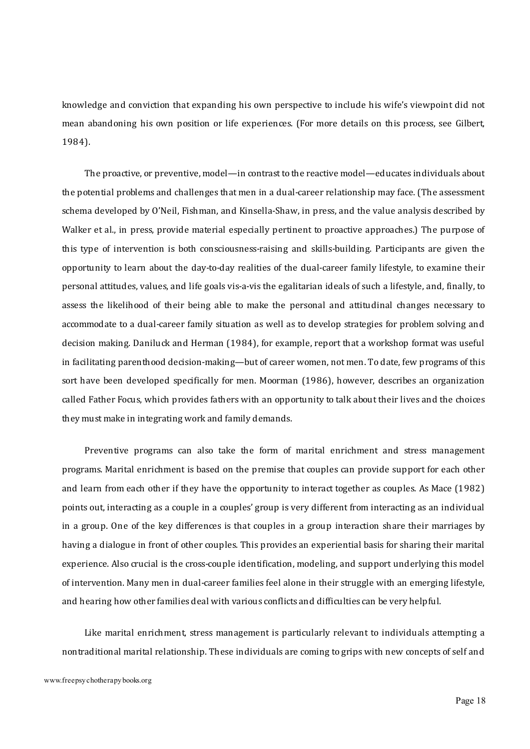knowledge and conviction that expanding his own perspective to include his wife's viewpoint did not mean abandoning his own position or life experiences. (For more details on this process, see Gilbert, 1984).

The proactive, or preventive, model—in contrast to the reactive model—educates individuals about the potential problems and challenges that men in a dual-career relationship may face. (The assessment schema developed by O'Neil, Fishman, and Kinsella-Shaw, in press, and the value analysis described by Walker et al., in press, provide material especially pertinent to proactive approaches.) The purpose of this type of intervention is both consciousness-raising and skills-building. Participants are given the opportunity to learn about the day-to-day realities of the dual-career family lifestyle, to examine their personal attitudes, values, and life goals vis-a-vis the egalitarian ideals of such a lifestyle, and, finally, to assess the likelihood of their being able to make the personal and attitudinal changes necessary to accommodate to a dual-career family situation as well as to develop strategies for problem solving and decision making. Daniluck and Herman (1984), for example, report that a workshop format was useful in facilitating parenthood decision-making—but of career women, not men. To date, few programs of this sort have been developed specifically for men. Moorman (1986), however, describes an organization called Father Focus, which provides fathers with an opportunity to talk about their lives and the choices they must make in integrating work and family demands.

Preventive programs can also take the form of marital enrichment and stress management programs. Marital enrichment is based on the premise that couples can provide support for each other and learn from each other if they have the opportunity to interact together as couples. As Mace (1982) points out, interacting as a couple in a couples' group is very different from interacting as an individual in a group. One of the key differences is that couples in a group interaction share their marriages by having a dialogue in front of other couples. This provides an experiential basis for sharing their marital experience. Also crucial is the cross-couple identification, modeling, and support underlying this model of intervention. Many men in dual-career families feel alone in their struggle with an emerging lifestyle, and hearing how other families deal with various conflicts and difficulties can be very helpful.

Like marital enrichment, stress management is particularly relevant to individuals attempting a nontraditional marital relationship. These individuals are coming to grips with new concepts of self and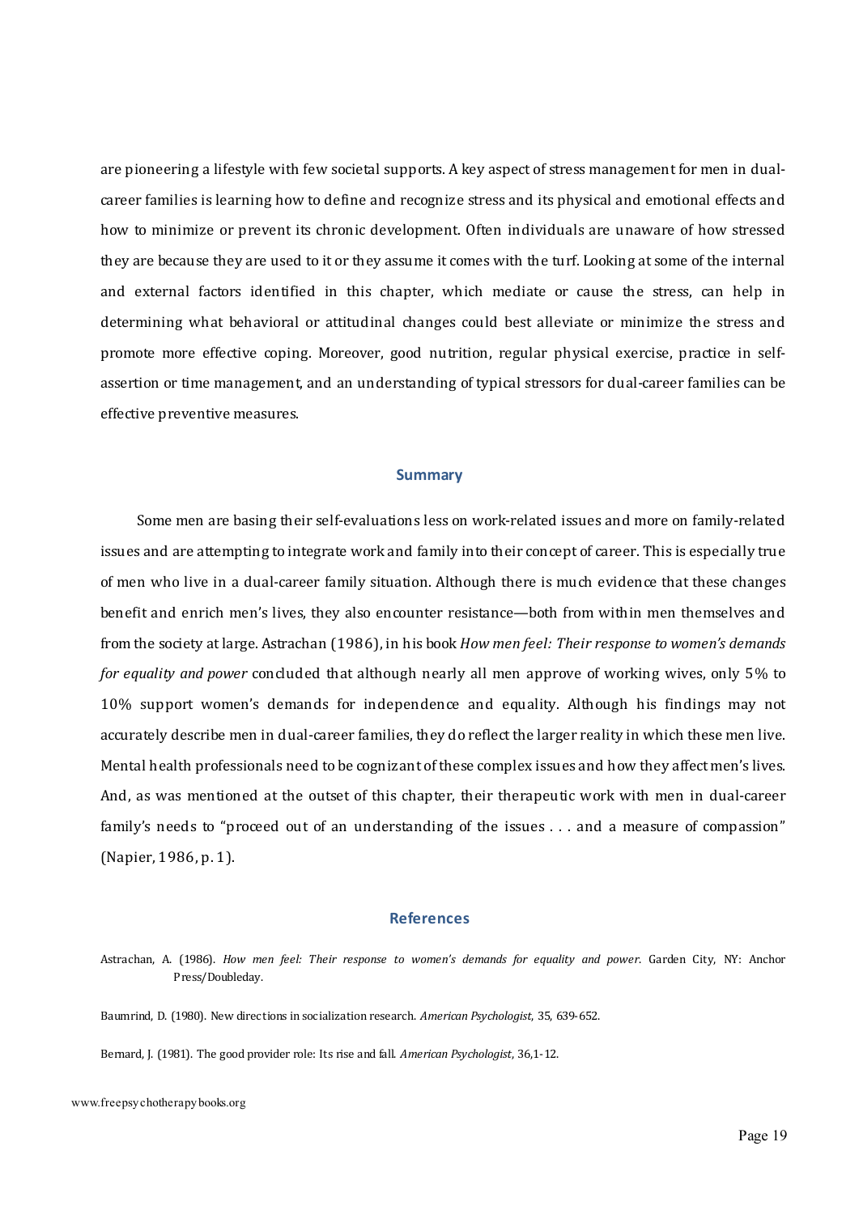are pioneering a lifestyle with few societal supports. A key aspect of stress management for men in dual-career families is learning how to define and recognize stress and its physical and emotional effects and how to minimize or prevent its chronic development. Often individuals are unaware of how stressed they are because they are used to it or they assume it comes with the turf. Looking at some of the internal and external factors identified in this chapter, which mediate or cause the stress, can help in determining what behavioral or attitudinal changes could best alleviate or minimize the stress and promote more effective coping. Moreover, good nutrition, regular physical exercise, practice in self-assertion or time management, and an understanding of typical stressors for dual-career families can be effective preventive measures.

## Summary

Some men are basing their self-evaluations less on work-related issues and more on family-related issues and are attempting to integrate work and family into their concept of career. This is especially true of men who live in a dual-career family situation. Although there is much evidence that these changes benefit and enrich men's lives, they also encounter resistance—both from within men themselves and from the society at large. Astrachan (1986), in his book *How men feel: Their response to women's demands for equality and power* concluded that although nearly all men approve of working wives, only 5% to 10% support women's demands for independence and equality. Although his findings may not accurately describe men in dual-career families, they do reflect the larger reality in which these men live. Mental health professionals need to be cognizant of these complex issues and how they affect men's lives. And, as was mentioned at the outset of this chapter, their therapeutic work with men in dual-career family's needs to "proceed out of an understanding of the issues . . . and a measure of compassion" (Napier, 1986, p. 1).

## References

Astrachan, A. (1986). *How men feel: Their response to women's demands for equality and power*. Garden City, NY: Anchor Press/Doubleday.

Baumrind, D. (1980). New directions in socialization research. *American Psychologist*, 35, 639-652.

Bernard, J. (1981). The good provider role: Its rise and fall. *American Psychologist*, 36,1-12.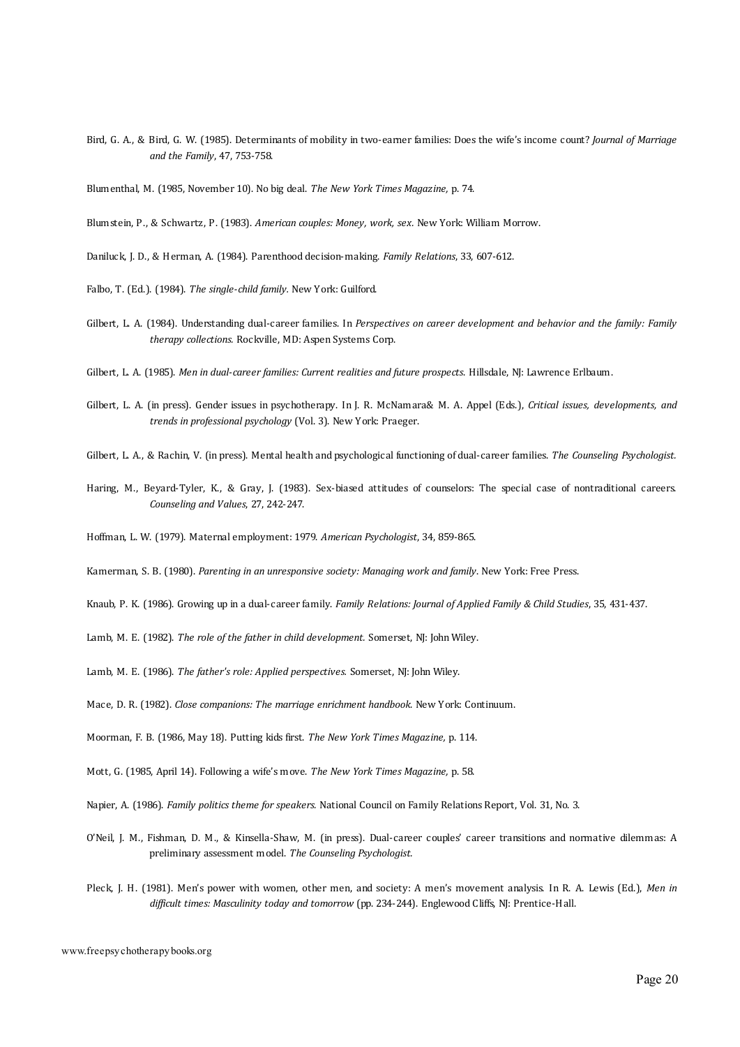Bird, G. A., & Bird, G. W. (1985). Determinants of mobility in two-earner families: Does the wife's income count? *Journal of Marriage and the Family*, 47, 753-758.

Blumenthal, M. (1985, November 10). No big deal. *The New York Times Magazine,* p. 74.

Blumstein, P., & Schwartz, P. (1983). *American couples: Money, work, sex.* New York: William Morrow.

Daniluck, J. D., & Herman, A. (1984). Parenthood decision-making. *Family Relations*, 33, 607-612.

Falbo, T. (Ed.). (1984). *The single-child family.* New York: Guilford.

Gilbert, L. A. (1984). Understanding dual-career families. In *Perspectives on career development and behavior and the family: Family therapy collections.* Rockville, MD: Aspen Systems Corp.

Gilbert, L. A. (1985). *Men in dual-career families: Current realities and future prospects.* Hillsdale, NJ: Lawrence Erlbaum.

Gilbert, L. A. (in press). Gender issues in psychotherapy. In J. R. McNamara& M. A. Appel (Eds.), *Critical issues, developments, and trends in professional psychology* (Vol. 3). New York: Praeger.

Gilbert, L. A., & Rachin, V. (in press). Mental health and psychological functioning of dual-career families. *The Counseling Psychologist.*

Haring, M., Beyard-Tyler, K., & Gray, J. (1983). Sex-biased attitudes of counselors: The special case of nontraditional careers. *Counseling and Values*, 27, 242-247.

Hoffman, L. W. (1979). Maternal employment: 1979. *American Psychologist*, 34, 859-865.

Kamerman, S. B. (1980). *Parenting in an unresponsive society: Managing work and family*. New York: Free Press.

Knaub, P. K. (1986). Growing up in a dual-career family. *Family Relations: Journal of Applied Family & Child Studies*, 35, 431-437.

Lamb, M. E. (1982). *The role of the father in child development.* Somerset, NJ: John Wiley.

Lamb, M. E. (1986). *The father's role: Applied perspectives.* Somerset, NJ: John Wiley.

Mace, D. R. (1982). *Close companions: The marriage enrichment handbook.* New York: Continuum.

Moorman, F. B. (1986, May 18). Putting kids first. *The New York Times Magazine,* p. 114.

Mott, G. (1985, April 14). Following a wife's move. *The New York Times Magazine,* p. 58.

Napier, A. (1986). *Family politics theme for speakers.* National Council on Family Relations Report, Vol. 31, No. 3.

O'Neil, J. M., Fishman, D. M., & Kinsella-Shaw, M. (in press). Dual-career couples' career transitions and normative dilemmas: A preliminary assessment model. *The Counseling Psychologist.*

Pleck, J. H. (1981). Men's power with women, other men, and society: A men's movement analysis. In R. A. Lewis (Ed.), *Men in difficult times: Masculinity today and tomorrow* (pp. 234-244). Englewood Cliffs, NJ: Prentice-Hall.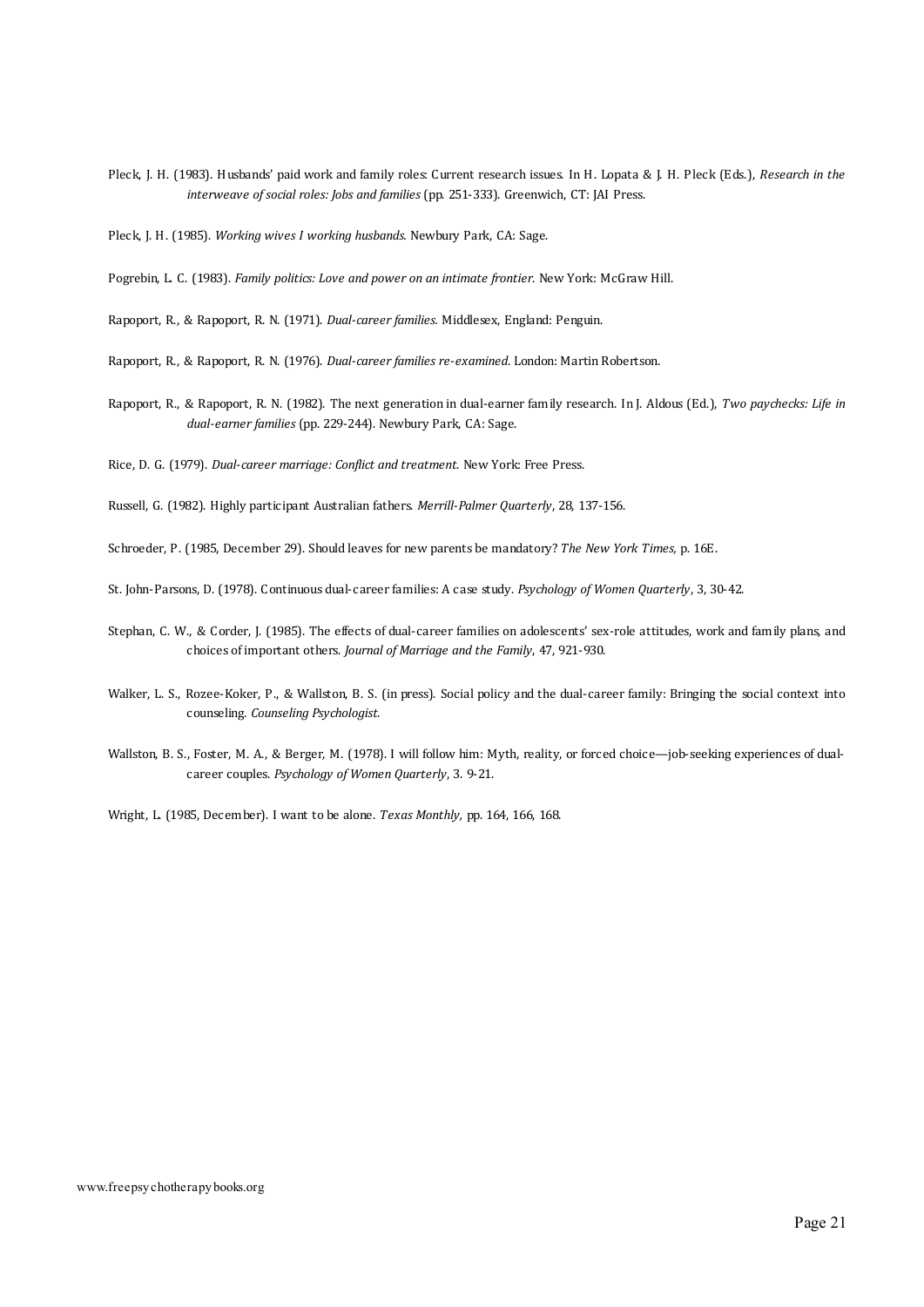Pleck, J. H. (1983). Husbands' paid work and family roles: Current research issues. In H. Lopata & J. H. Pleck (Eds.), *Research in the interweave of social roles: Jobs and families* (pp. 251-333). Greenwich, CT: JAI Press.

Pleck, J. H. (1985). *Working wives I working husbands*. Newbury Park, CA: Sage.

Pogrebin, L. C. (1983). *Family politics: Love and power on an intimate frontier*. New York: McGraw Hill.

Rapoport, R., & Rapoport, R. N. (1971). *Dual-career families*. Middlesex, England: Penguin.

Rapoport, R., & Rapoport, R. N. (1976). *Dual-career families re-examined*. London: Martin Robertson.

Rapoport, R., & Rapoport, R. N. (1982). The next generation in dual-earner family research. In J. Aldous (Ed.), *Two paychecks: Life in dual-earner families* (pp. 229-244). Newbury Park, CA: Sage.

Rice, D. G. (1979). *Dual-career marriage: Conflict and treatment*. New York: Free Press.

Russell, G. (1982). Highly participant Australian fathers. *Merrill-Palmer Quarterly*, 28, 137-156.

Schroeder, P. (1985, December 29). Should leaves for new parents be mandatory? *The New York Times*, p. 16E.

St. John-Parsons, D. (1978). Continuous dual-career families: A case study. *Psychology of Women Quarterly*, 3, 30-42.

Stephan, C. W., & Corder, J. (1985). The effects of dual-career families on adolescents' sex-role attitudes, work and family plans, and choices of important others. *Journal of Marriage and the Family*, 47, 921-930.

Walker, L. S., Rozee-Koker, P., & Wallston, B. S. (in press). Social policy and the dual-career family: Bringing the social context into counseling. *Counseling Psychologist*.

Wallston, B. S., Foster, M. A., & Berger, M. (1978). I will follow him: Myth, reality, or forced choice—job-seeking experiences of dual-career couples. *Psychology of Women Quarterly*, 3. 9-21.

Wright, L. (1985, December). I want to be alone. *Texas Monthly*, pp. 164, 166, 168.